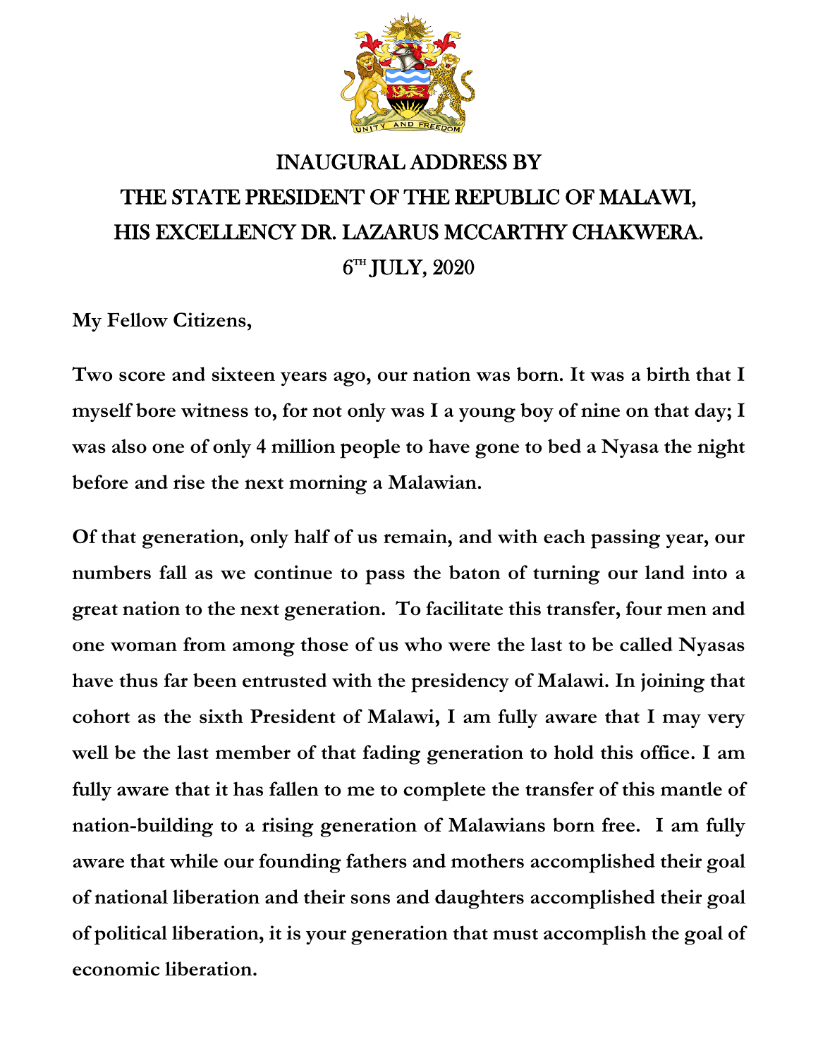# INAUGURAL ADDRESS BY THE STATE PRESIDENT OF THE REPUBLIC OF MALAWI, HIS EXCELLENCY DR. LAZARUS MCCARTHY CHAKWERA.

## 6TH JULY, 2020

**My Fellow Citizens,**

**Two score and sixteen years ago, our nation was born. It was a birth that I myself bore witness to, for not only was I a young boy of nine on that day; I was also one of only 4 million people to have gone to bed a Nyasa the night before and rise the next morning a Malawian.**

**Of that generation, only half of us remain, and with each passing year, our numbers fall as we continue to pass the baton of turning our land into a great nation to the next generation. To facilitate this transfer, four men and one woman from among those of us who were the last to be called Nyasas have thus far been entrusted with the presidency of Malawi. In joining that cohort as the sixth President of Malawi, I am fully aware that I may very well be the last member of that fading generation to hold this office. I am fully aware that it has fallen to me to complete the transfer of this mantle of nation-building to a rising generation of Malawians born free. I am fully aware that while our founding fathers and mothers accomplished their goal of national liberation and their sons and daughters accomplished their goal of political liberation, it is your generation that must accomplish the goal of economic liberation.**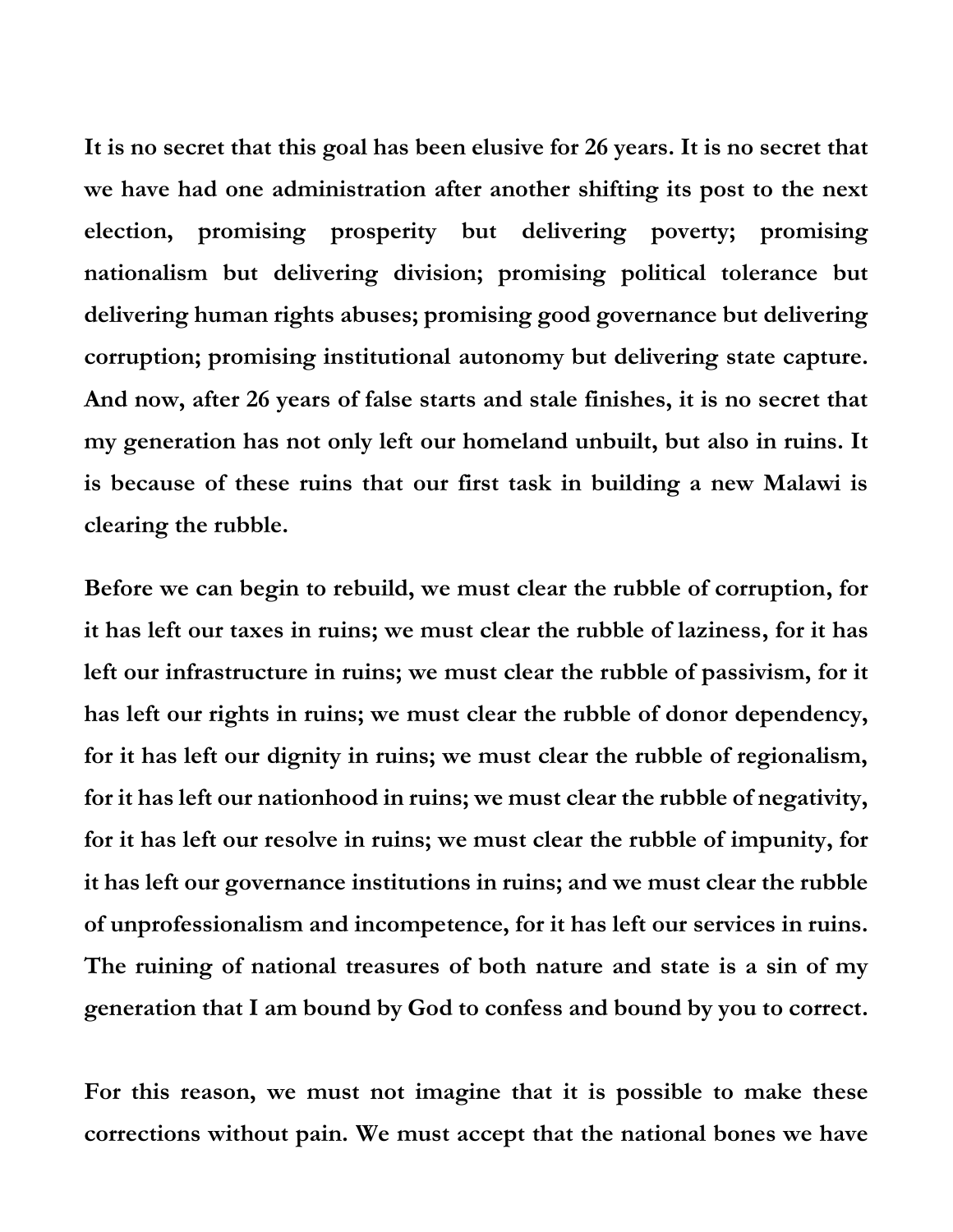**It is no secret that this goal has been elusive for 26 years. It is no secret that we have had one administration after another shifting its post to the next election, promising prosperity but delivering poverty; promising nationalism but delivering division; promising political tolerance but delivering human rights abuses; promising good governance but delivering corruption; promising institutional autonomy but delivering state capture. And now, after 26 years of false starts and stale finishes, it is no secret that my generation has not only left our homeland unbuilt, but also in ruins. It is because of these ruins that our first task in building a new Malawi is clearing the rubble.**

**Before we can begin to rebuild, we must clear the rubble of corruption, for it has left our taxes in ruins; we must clear the rubble of laziness, for it has left our infrastructure in ruins; we must clear the rubble of passivism, for it has left our rights in ruins; we must clear the rubble of donor dependency, for it has left our dignity in ruins; we must clear the rubble of regionalism, for it has left our nationhood in ruins; we must clear the rubble of negativity, for it has left our resolve in ruins; we must clear the rubble of impunity, for it has left our governance institutions in ruins; and we must clear the rubble of unprofessionalism and incompetence, for it has left our services in ruins. The ruining of national treasures of both nature and state is a sin of my generation that I am bound by God to confess and bound by you to correct.**

**For this reason, we must not imagine that it is possible to make these corrections without pain. We must accept that the national bones we have**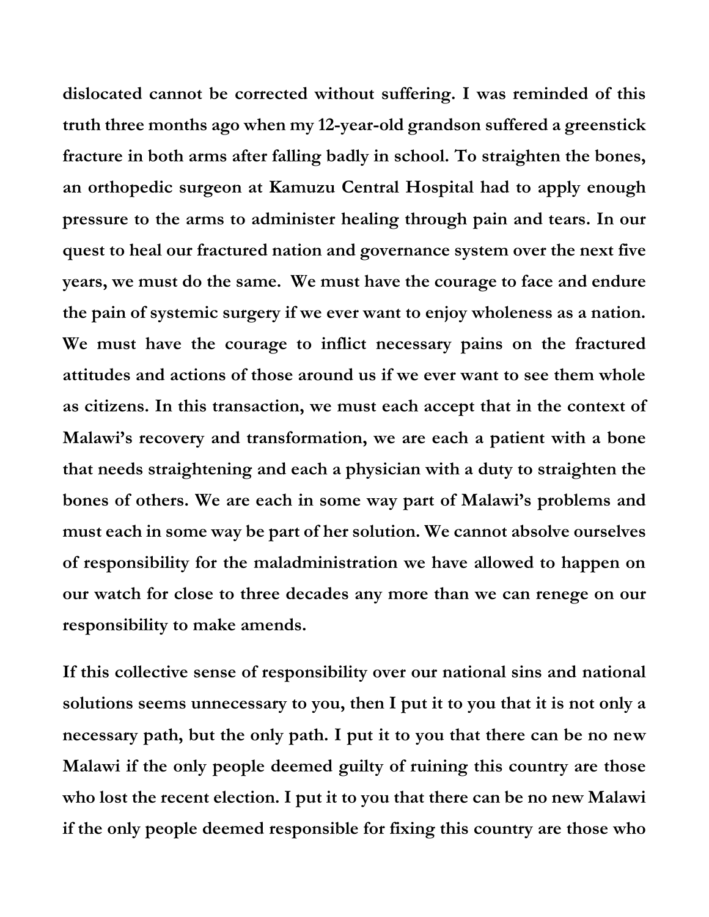**dislocated cannot be corrected without suffering. I was reminded of this truth three months ago when my 12-year-old grandson suffered a greenstick fracture in both arms after falling badly in school. To straighten the bones, an orthopedic surgeon at Kamuzu Central Hospital had to apply enough pressure to the arms to administer healing through pain and tears. In our quest to heal our fractured nation and governance system over the next five years, we must do the same. We must have the courage to face and endure the pain of systemic surgery if we ever want to enjoy wholeness as a nation. We must have the courage to inflict necessary pains on the fractured attitudes and actions of those around us if we ever want to see them whole as citizens. In this transaction, we must each accept that in the context of Malawi's recovery and transformation, we are each a patient with a bone that needs straightening and each a physician with a duty to straighten the bones of others. We are each in some way part of Malawi's problems and must each in some way be part of her solution. We cannot absolve ourselves of responsibility for the maladministration we have allowed to happen on our watch for close to three decades any more than we can renege on our responsibility to make amends.**

**If this collective sense of responsibility over our national sins and national solutions seems unnecessary to you, then I put it to you that it is not only a necessary path, but the only path. I put it to you that there can be no new Malawi if the only people deemed guilty of ruining this country are those who lost the recent election. I put it to you that there can be no new Malawi if the only people deemed responsible for fixing this country are those who**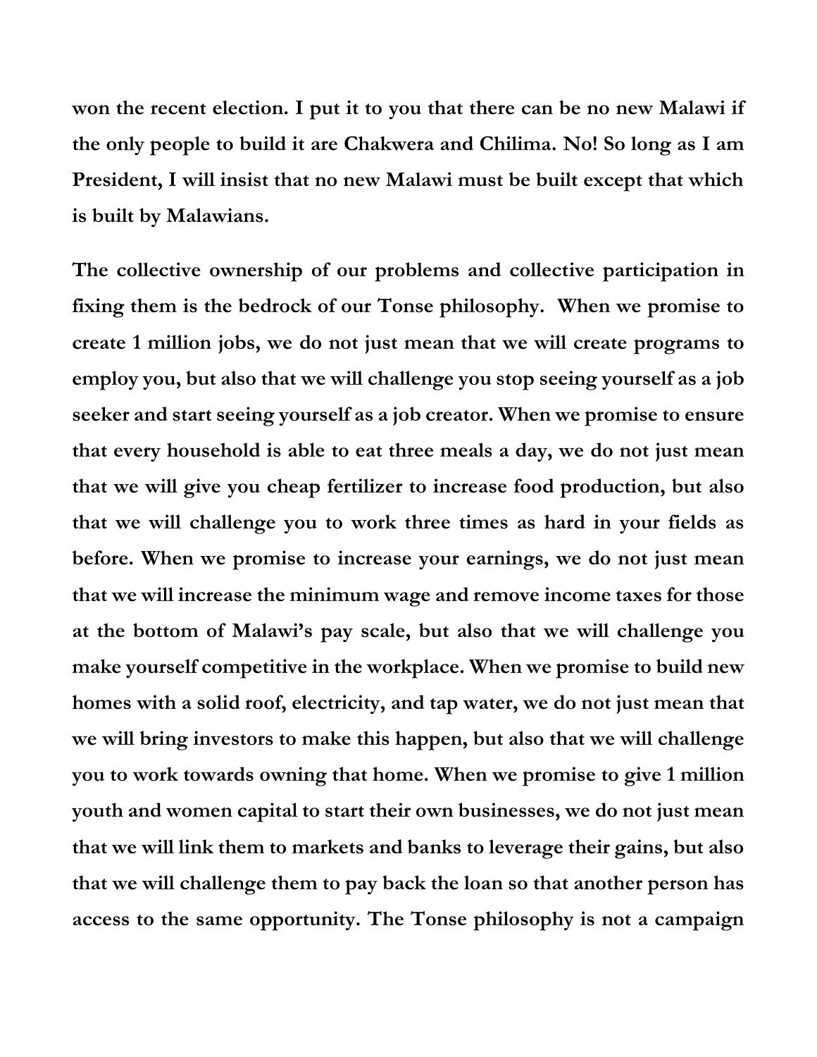**won the recent election. I put it to you that there can be no new Malawi if the only people to build it are Chakwera and Chilima. No! So long as I am President, I will insist that no new Malawi must be built except that which is built by Malawians.**

**The collective ownership of our problems and collective participation in fixing them is the bedrock of our Tonse philosophy. When we promise to create 1 million jobs, we do not just mean that we will create programs to employ you, but also that we will challenge you stop seeing yourself as a job seeker and start seeing yourself as a job creator. When we promise to ensure that every household is able to eat three meals a day, we do not just mean that we will give you cheap fertilizer to increase food production, but also that we will challenge you to work three times as hard in your fields as before. When we promise to increase your earnings, we do not just mean that we will increase the minimum wage and remove income taxes for those at the bottom of Malawi's pay scale, but also that we will challenge you make yourself competitive in the workplace. When we promise to build new homes with a solid roof, electricity, and tap water, we do not just mean that we will bring investors to make this happen, but also that we will challenge you to work towards owning that home. When we promise to give 1 million youth and women capital to start their own businesses, we do not just mean that we will link them to markets and banks to leverage their gains, but also that we will challenge them to pay back the loan so that another person has access to the same opportunity. The Tonse philosophy is not a campaign**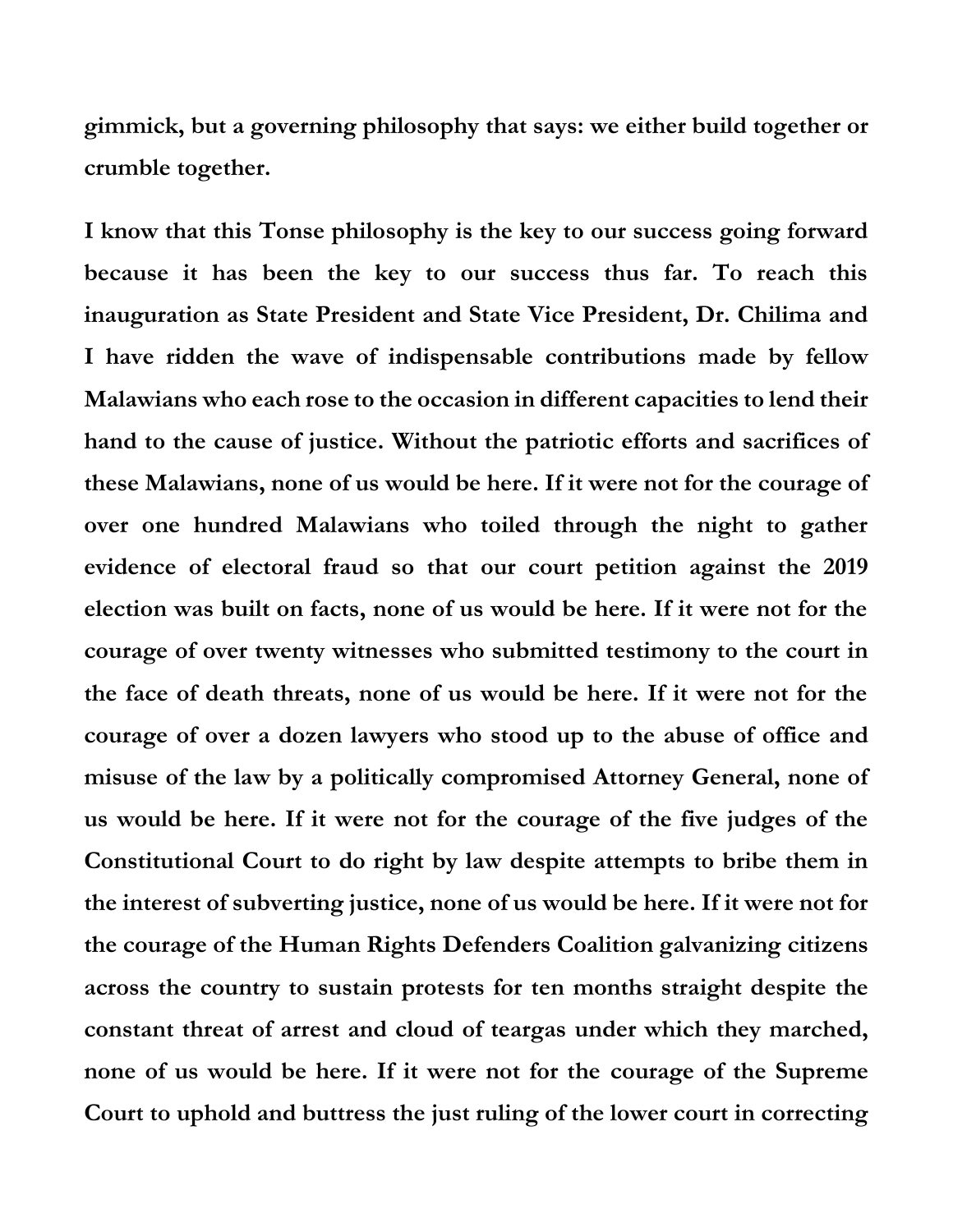**gimmick, but a governing philosophy that says: we either build together or crumble together.**

**I know that this Tonse philosophy is the key to our success going forward because it has been the key to our success thus far. To reach this inauguration as State President and State Vice President, Dr. Chilima and I have ridden the wave of indispensable contributions made by fellow Malawians who each rose to the occasion in different capacities to lend their hand to the cause of justice. Without the patriotic efforts and sacrifices of these Malawians, none of us would be here. If it were not for the courage of over one hundred Malawians who toiled through the night to gather evidence of electoral fraud so that our court petition against the 2019 election was built on facts, none of us would be here. If it were not for the courage of over twenty witnesses who submitted testimony to the court in the face of death threats, none of us would be here. If it were not for the courage of over a dozen lawyers who stood up to the abuse of office and misuse of the law by a politically compromised Attorney General, none of us would be here. If it were not for the courage of the five judges of the Constitutional Court to do right by law despite attempts to bribe them in the interest of subverting justice, none of us would be here. If it were not for the courage of the Human Rights Defenders Coalition galvanizing citizens across the country to sustain protests for ten months straight despite the constant threat of arrest and cloud of teargas under which they marched, none of us would be here. If it were not for the courage of the Supreme Court to uphold and buttress the just ruling of the lower court in correcting**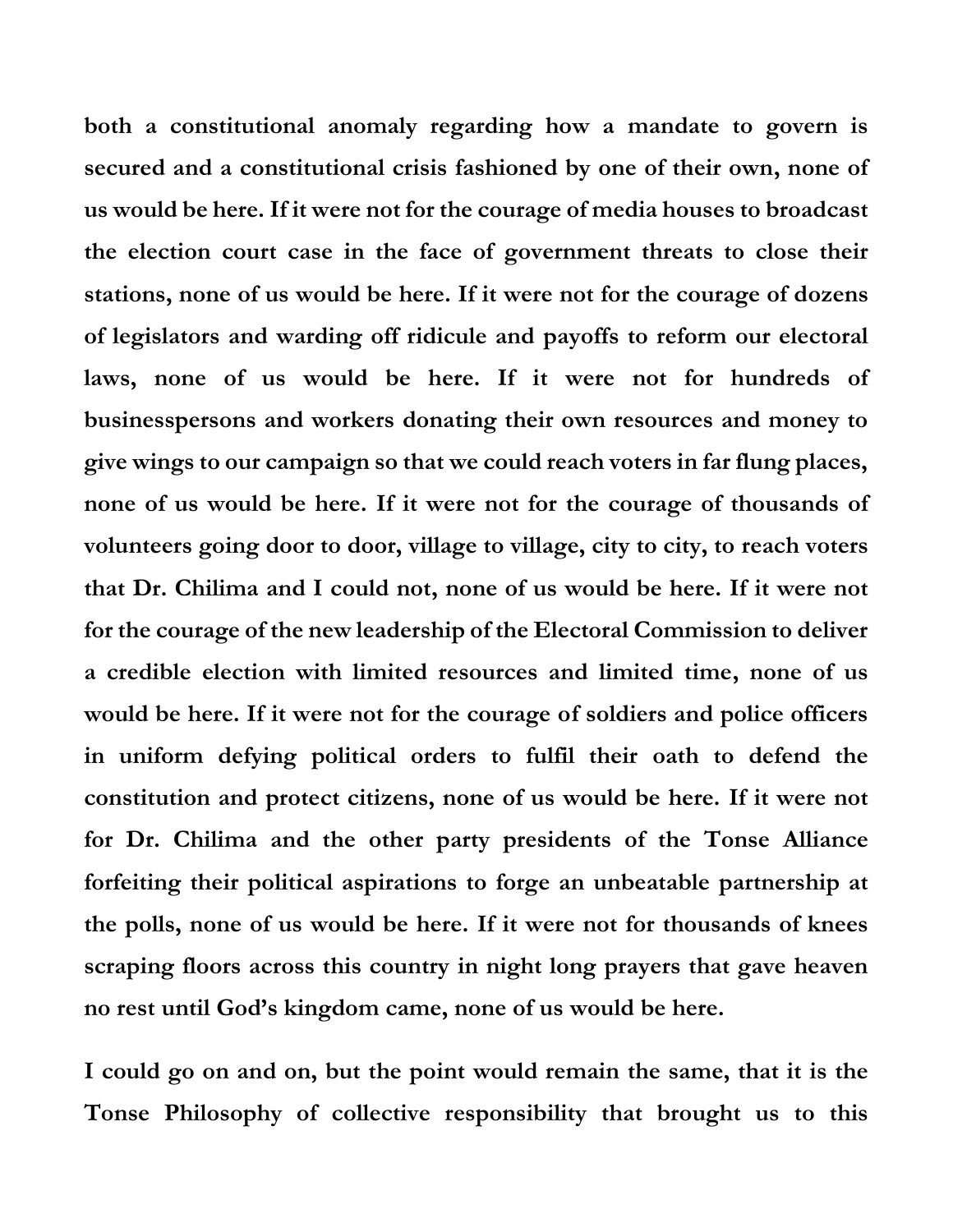**both a constitutional anomaly regarding how a mandate to govern is secured and a constitutional crisis fashioned by one of their own, none of us would be here. If it were not for the courage of media houses to broadcast the election court case in the face of government threats to close their stations, none of us would be here. If it were not for the courage of dozens of legislators and warding off ridicule and payoffs to reform our electoral laws, none of us would be here. If it were not for hundreds of businesspersons and workers donating their own resources and money to give wings to our campaign so that we could reach voters in far flung places, none of us would be here. If it were not for the courage of thousands of volunteers going door to door, village to village, city to city, to reach voters that Dr. Chilima and I could not, none of us would be here. If it were not for the courage of the new leadership of the Electoral Commission to deliver a credible election with limited resources and limited time, none of us would be here. If it were not for the courage of soldiers and police officers in uniform defying political orders to fulfil their oath to defend the constitution and protect citizens, none of us would be here. If it were not for Dr. Chilima and the other party presidents of the Tonse Alliance forfeiting their political aspirations to forge an unbeatable partnership at the polls, none of us would be here. If it were not for thousands of knees scraping floors across this country in night long prayers that gave heaven no rest until God's kingdom came, none of us would be here.**

**I could go on and on, but the point would remain the same, that it is the Tonse Philosophy of collective responsibility that brought us to this**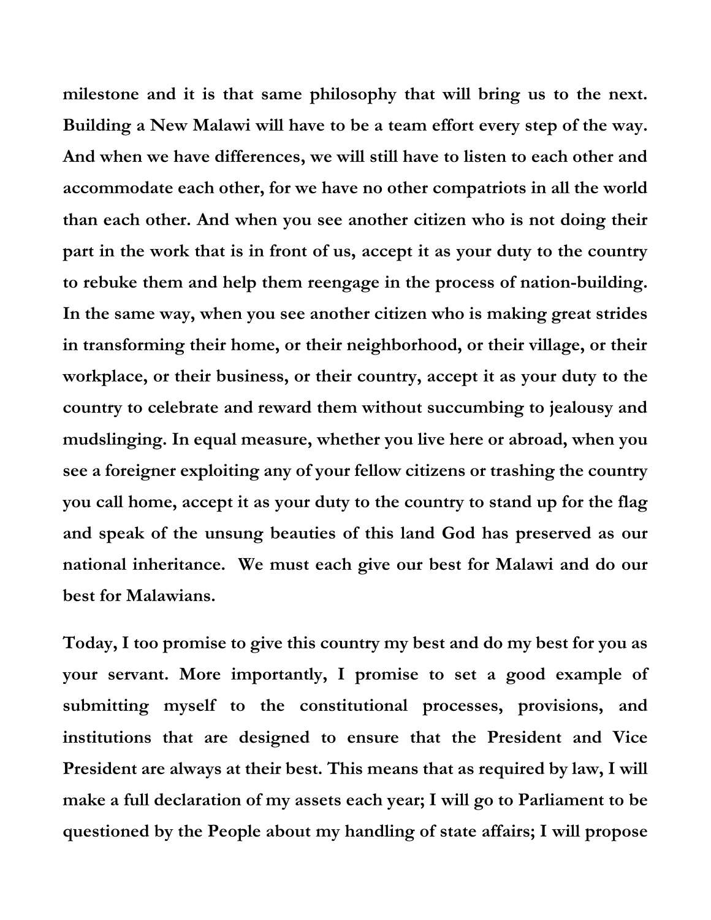**milestone and it is that same philosophy that will bring us to the next. Building a New Malawi will have to be a team effort every step of the way. And when we have differences, we will still have to listen to each other and accommodate each other, for we have no other compatriots in all the world than each other. And when you see another citizen who is not doing their part in the work that is in front of us, accept it as your duty to the country to rebuke them and help them reengage in the process of nation-building. In the same way, when you see another citizen who is making great strides in transforming their home, or their neighborhood, or their village, or their workplace, or their business, or their country, accept it as your duty to the country to celebrate and reward them without succumbing to jealousy and mudslinging. In equal measure, whether you live here or abroad, when you see a foreigner exploiting any of your fellow citizens or trashing the country you call home, accept it as your duty to the country to stand up for the flag and speak of the unsung beauties of this land God has preserved as our national inheritance. We must each give our best for Malawi and do our best for Malawians.**

**Today, I too promise to give this country my best and do my best for you as your servant. More importantly, I promise to set a good example of submitting myself to the constitutional processes, provisions, and institutions that are designed to ensure that the President and Vice President are always at their best. This means that as required by law, I will make a full declaration of my assets each year; I will go to Parliament to be questioned by the People about my handling of state affairs; I will propose**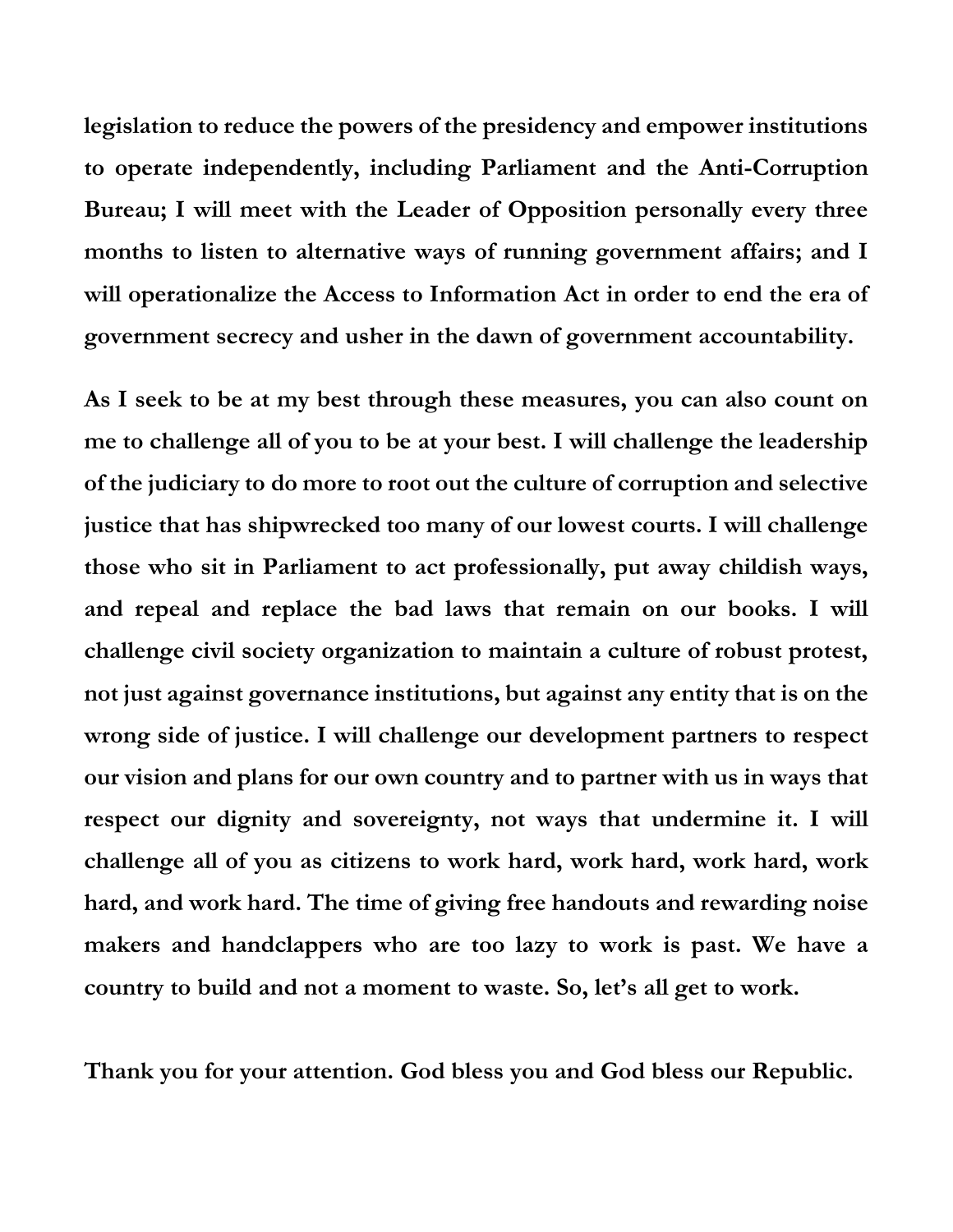**legislation to reduce the powers of the presidency and empower institutions to operate independently, including Parliament and the Anti-Corruption Bureau; I will meet with the Leader of Opposition personally every three months to listen to alternative ways of running government affairs; and I will operationalize the Access to Information Act in order to end the era of government secrecy and usher in the dawn of government accountability.**

**As I seek to be at my best through these measures, you can also count on me to challenge all of you to be at your best. I will challenge the leadership of the judiciary to do more to root out the culture of corruption and selective justice that has shipwrecked too many of our lowest courts. I will challenge those who sit in Parliament to act professionally, put away childish ways, and repeal and replace the bad laws that remain on our books. I will challenge civil society organization to maintain a culture of robust protest, not just against governance institutions, but against any entity that is on the wrong side of justice. I will challenge our development partners to respect our vision and plans for our own country and to partner with us in ways that respect our dignity and sovereignty, not ways that undermine it. I will challenge all of you as citizens to work hard, work hard, work hard, work hard, and work hard. The time of giving free handouts and rewarding noise makers and handclappers who are too lazy to work is past. We have a country to build and not a moment to waste. So, let's all get to work.**

**Thank you for your attention. God bless you and God bless our Republic.**